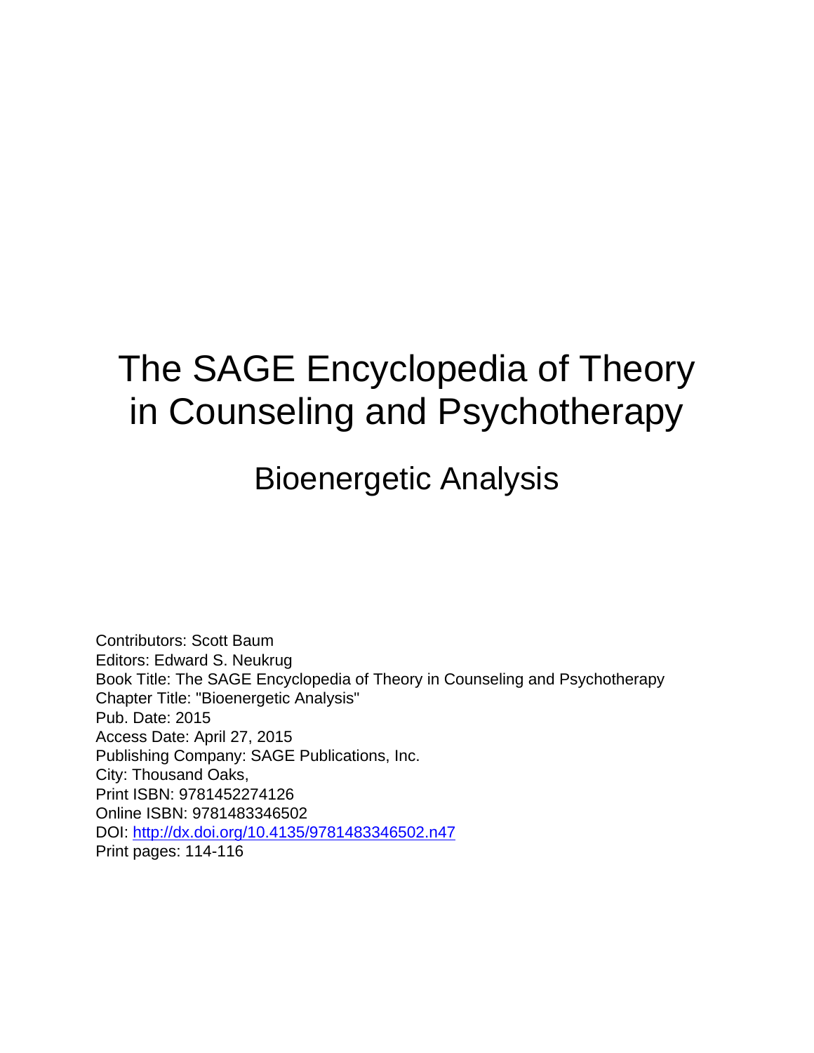# The SAGE Encyclopedia of Theory in Counseling and Psychotherapy

## Bioenergetic Analysis

Contributors: Scott Baum
Editors: Edward S. Neukrug
Book Title: The SAGE Encyclopedia of Theory in Counseling and Psychotherapy
Chapter Title: "Bioenergetic Analysis"
Pub. Date: 2015
Access Date: April 27, 2015
Publishing Company: SAGE Publications, Inc.
City: Thousand Oaks,
Print ISBN: 9781452274126
Online ISBN: 9781483346502
DOI: http://dx.doi.org/10.4135/9781483346502.n47
Print pages: 114-116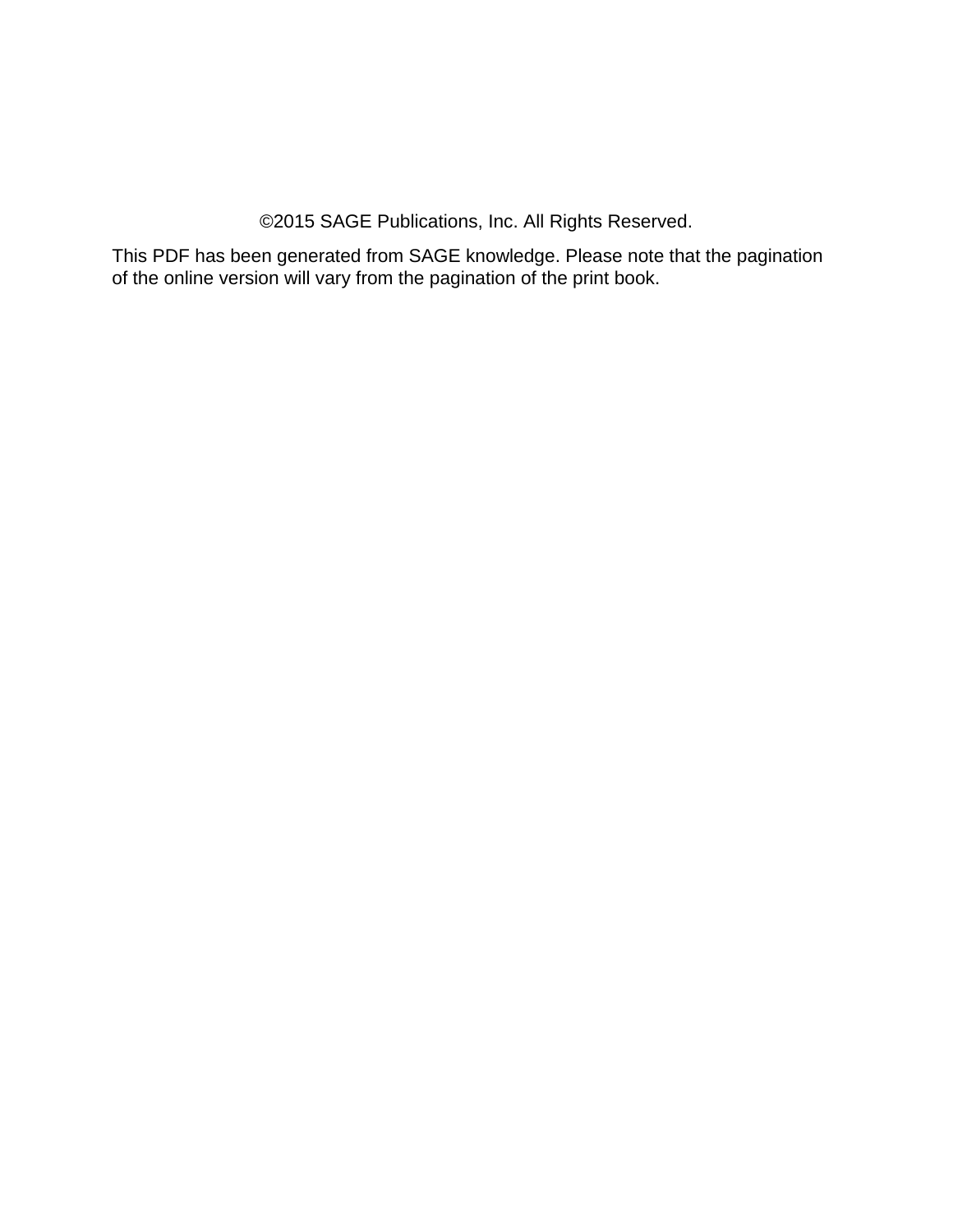©2015 SAGE Publications, Inc. All Rights Reserved.

This PDF has been generated from SAGE knowledge. Please note that the pagination of the online version will vary from the pagination of the print book.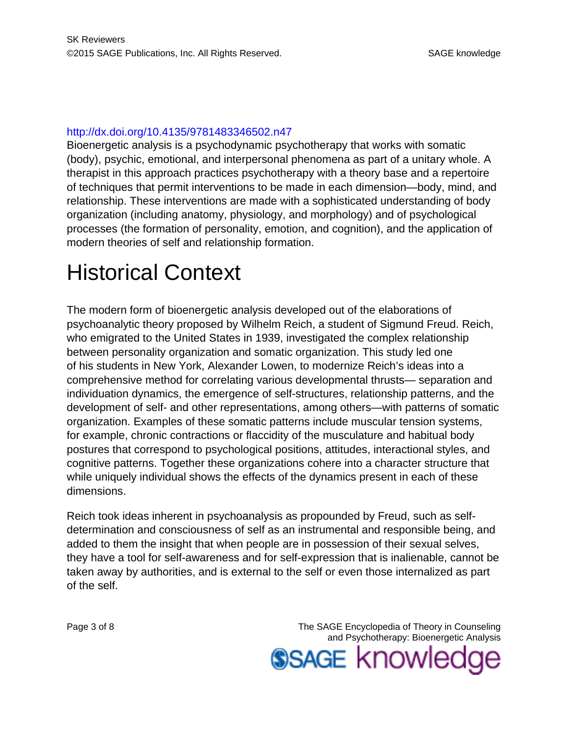http://dx.doi.org/10.4135/9781483346502.n47

Bioenergetic analysis is a psychodynamic psychotherapy that works with somatic (body), psychic, emotional, and interpersonal phenomena as part of a unitary whole. A therapist in this approach practices psychotherapy with a theory base and a repertoire of techniques that permit interventions to be made in each dimension—body, mind, and relationship. These interventions are made with a sophisticated understanding of body organization (including anatomy, physiology, and morphology) and of psychological processes (the formation of personality, emotion, and cognition), and the application of modern theories of self and relationship formation.

# Historical Context

The modern form of bioenergetic analysis developed out of the elaborations of psychoanalytic theory proposed by Wilhelm Reich, a student of Sigmund Freud. Reich, who emigrated to the United States in 1939, investigated the complex relationship between personality organization and somatic organization. This study led one of his students in New York, Alexander Lowen, to modernize Reich's ideas into a comprehensive method for correlating various developmental thrusts— separation and individuation dynamics, the emergence of self-structures, relationship patterns, and the development of self- and other representations, among others—with patterns of somatic organization. Examples of these somatic patterns include muscular tension systems, for example, chronic contractions or flaccidity of the musculature and habitual body postures that correspond to psychological positions, attitudes, interactional styles, and cognitive patterns. Together these organizations cohere into a character structure that while uniquely individual shows the effects of the dynamics present in each of these dimensions.

Reich took ideas inherent in psychoanalysis as propounded by Freud, such as self-determination and consciousness of self as an instrumental and responsible being, and added to them the insight that when people are in possession of their sexual selves, they have a tool for self-awareness and for self-expression that is inalienable, cannot be taken away by authorities, and is external to the self or even those internalized as part of the self.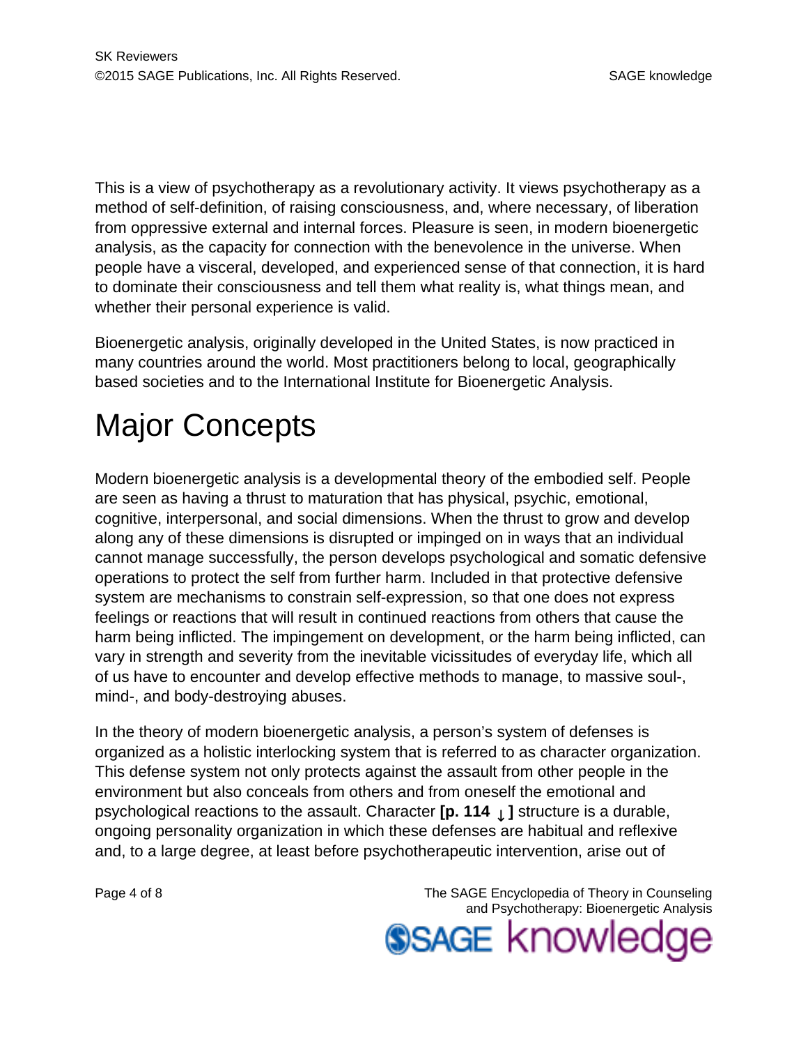This is a view of psychotherapy as a revolutionary activity. It views psychotherapy as a method of self-definition, of raising consciousness, and, where necessary, of liberation from oppressive external and internal forces. Pleasure is seen, in modern bioenergetic analysis, as the capacity for connection with the benevolence in the universe. When people have a visceral, developed, and experienced sense of that connection, it is hard to dominate their consciousness and tell them what reality is, what things mean, and whether their personal experience is valid.

Bioenergetic analysis, originally developed in the United States, is now practiced in many countries around the world. Most practitioners belong to local, geographically based societies and to the International Institute for Bioenergetic Analysis.

# Major Concepts

Modern bioenergetic analysis is a developmental theory of the embodied self. People are seen as having a thrust to maturation that has physical, psychic, emotional, cognitive, interpersonal, and social dimensions. When the thrust to grow and develop along any of these dimensions is disrupted or impinged on in ways that an individual cannot manage successfully, the person develops psychological and somatic defensive operations to protect the self from further harm. Included in that protective defensive system are mechanisms to constrain self-expression, so that one does not express feelings or reactions that will result in continued reactions from others that cause the harm being inflicted. The impingement on development, or the harm being inflicted, can vary in strength and severity from the inevitable vicissitudes of everyday life, which all of us have to encounter and develop effective methods to manage, to massive soul-, mind-, and body-destroying abuses.

In the theory of modern bioenergetic analysis, a person's system of defenses is organized as a holistic interlocking system that is referred to as character organization. This defense system not only protects against the assault from other people in the environment but also conceals from others and from oneself the emotional and psychological reactions to the assault. Character **[p. 114 ↓ ]** structure is a durable, ongoing personality organization in which these defenses are habitual and reflexive and, to a large degree, at least before psychotherapeutic intervention, arise out of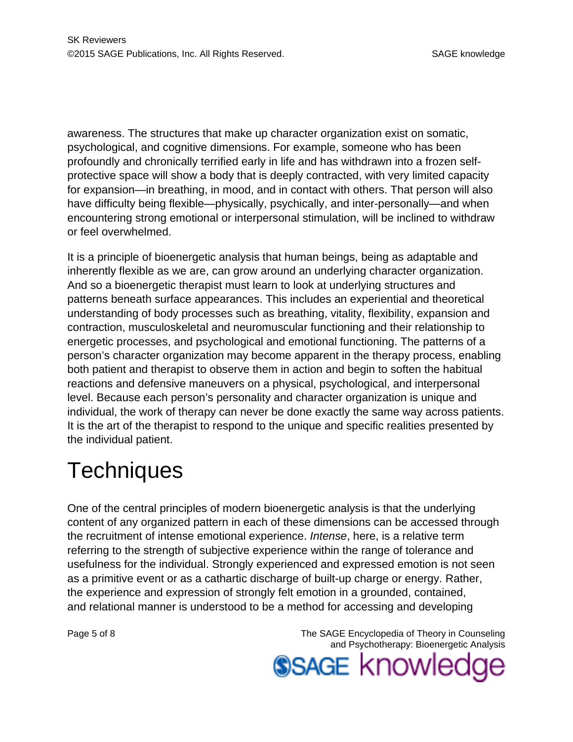awareness. The structures that make up character organization exist on somatic, psychological, and cognitive dimensions. For example, someone who has been profoundly and chronically terrified early in life and has withdrawn into a frozen self-protective space will show a body that is deeply contracted, with very limited capacity for expansion—in breathing, in mood, and in contact with others. That person will also have difficulty being flexible—physically, psychically, and inter-personally—and when encountering strong emotional or interpersonal stimulation, will be inclined to withdraw or feel overwhelmed.

It is a principle of bioenergetic analysis that human beings, being as adaptable and inherently flexible as we are, can grow around an underlying character organization. And so a bioenergetic therapist must learn to look at underlying structures and patterns beneath surface appearances. This includes an experiential and theoretical understanding of body processes such as breathing, vitality, flexibility, expansion and contraction, musculoskeletal and neuromuscular functioning and their relationship to energetic processes, and psychological and emotional functioning. The patterns of a person's character organization may become apparent in the therapy process, enabling both patient and therapist to observe them in action and begin to soften the habitual reactions and defensive maneuvers on a physical, psychological, and interpersonal level. Because each person's personality and character organization is unique and individual, the work of therapy can never be done exactly the same way across patients. It is the art of the therapist to respond to the unique and specific realities presented by the individual patient.

# Techniques

One of the central principles of modern bioenergetic analysis is that the underlying content of any organized pattern in each of these dimensions can be accessed through the recruitment of intense emotional experience. *Intense*, here, is a relative term referring to the strength of subjective experience within the range of tolerance and usefulness for the individual. Strongly experienced and expressed emotion is not seen as a primitive event or as a cathartic discharge of built-up charge or energy. Rather, the experience and expression of strongly felt emotion in a grounded, contained, and relational manner is understood to be a method for accessing and developing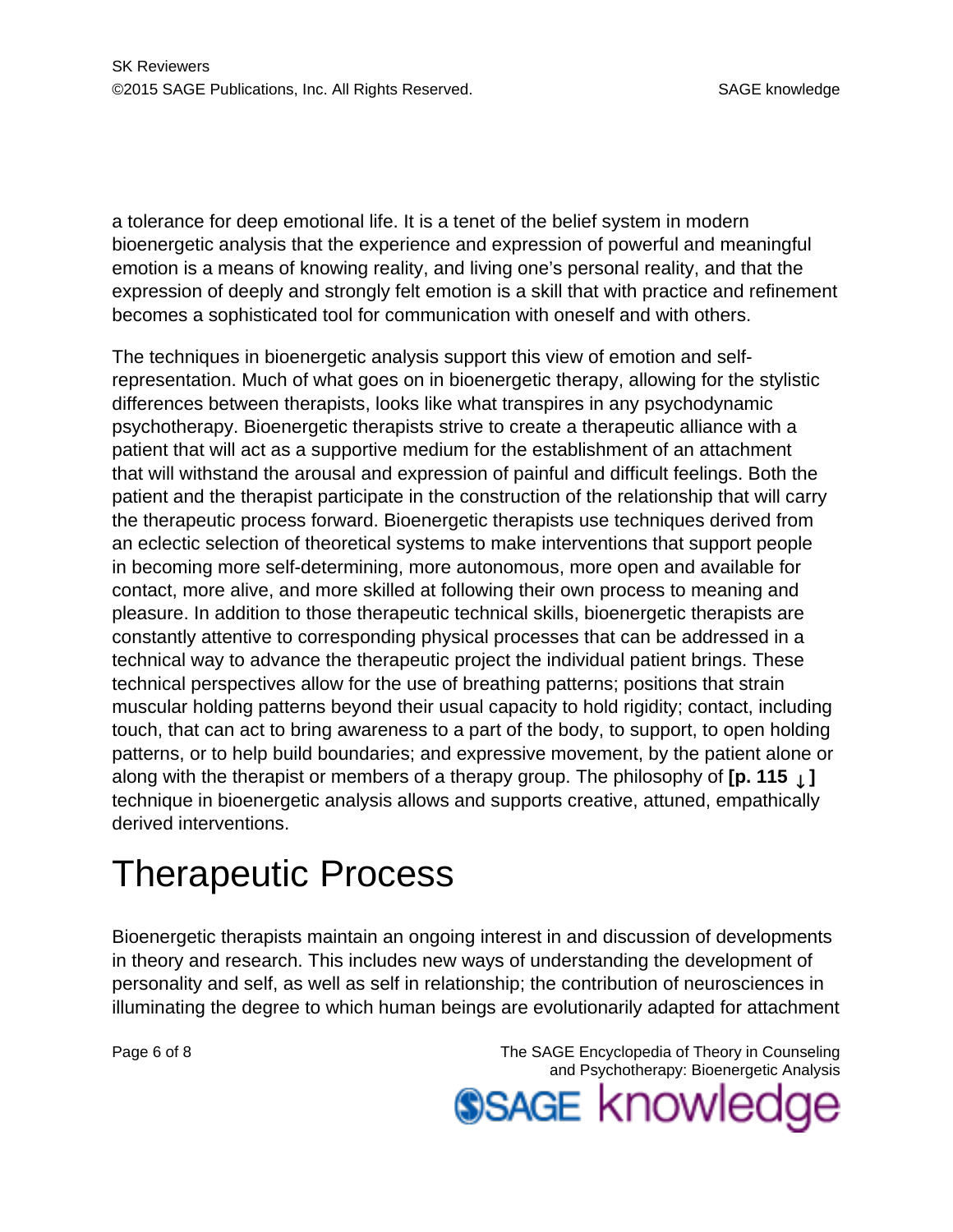a tolerance for deep emotional life. It is a tenet of the belief system in modern bioenergetic analysis that the experience and expression of powerful and meaningful emotion is a means of knowing reality, and living one's personal reality, and that the expression of deeply and strongly felt emotion is a skill that with practice and refinement becomes a sophisticated tool for communication with oneself and with others.

The techniques in bioenergetic analysis support this view of emotion and self-representation. Much of what goes on in bioenergetic therapy, allowing for the stylistic differences between therapists, looks like what transpires in any psychodynamic psychotherapy. Bioenergetic therapists strive to create a therapeutic alliance with a patient that will act as a supportive medium for the establishment of an attachment that will withstand the arousal and expression of painful and difficult feelings. Both the patient and the therapist participate in the construction of the relationship that will carry the therapeutic process forward. Bioenergetic therapists use techniques derived from an eclectic selection of theoretical systems to make interventions that support people in becoming more self-determining, more autonomous, more open and available for contact, more alive, and more skilled at following their own process to meaning and pleasure. In addition to those therapeutic technical skills, bioenergetic therapists are constantly attentive to corresponding physical processes that can be addressed in a technical way to advance the therapeutic project the individual patient brings. These technical perspectives allow for the use of breathing patterns; positions that strain muscular holding patterns beyond their usual capacity to hold rigidity; contact, including touch, that can act to bring awareness to a part of the body, to support, to open holding patterns, or to help build boundaries; and expressive movement, by the patient alone or along with the therapist or members of a therapy group. The philosophy of **[p. 115 ↓]** technique in bioenergetic analysis allows and supports creative, attuned, empathically derived interventions.

# Therapeutic Process

Bioenergetic therapists maintain an ongoing interest in and discussion of developments in theory and research. This includes new ways of understanding the development of personality and self, as well as self in relationship; the contribution of neurosciences in illuminating the degree to which human beings are evolutionarily adapted for attachment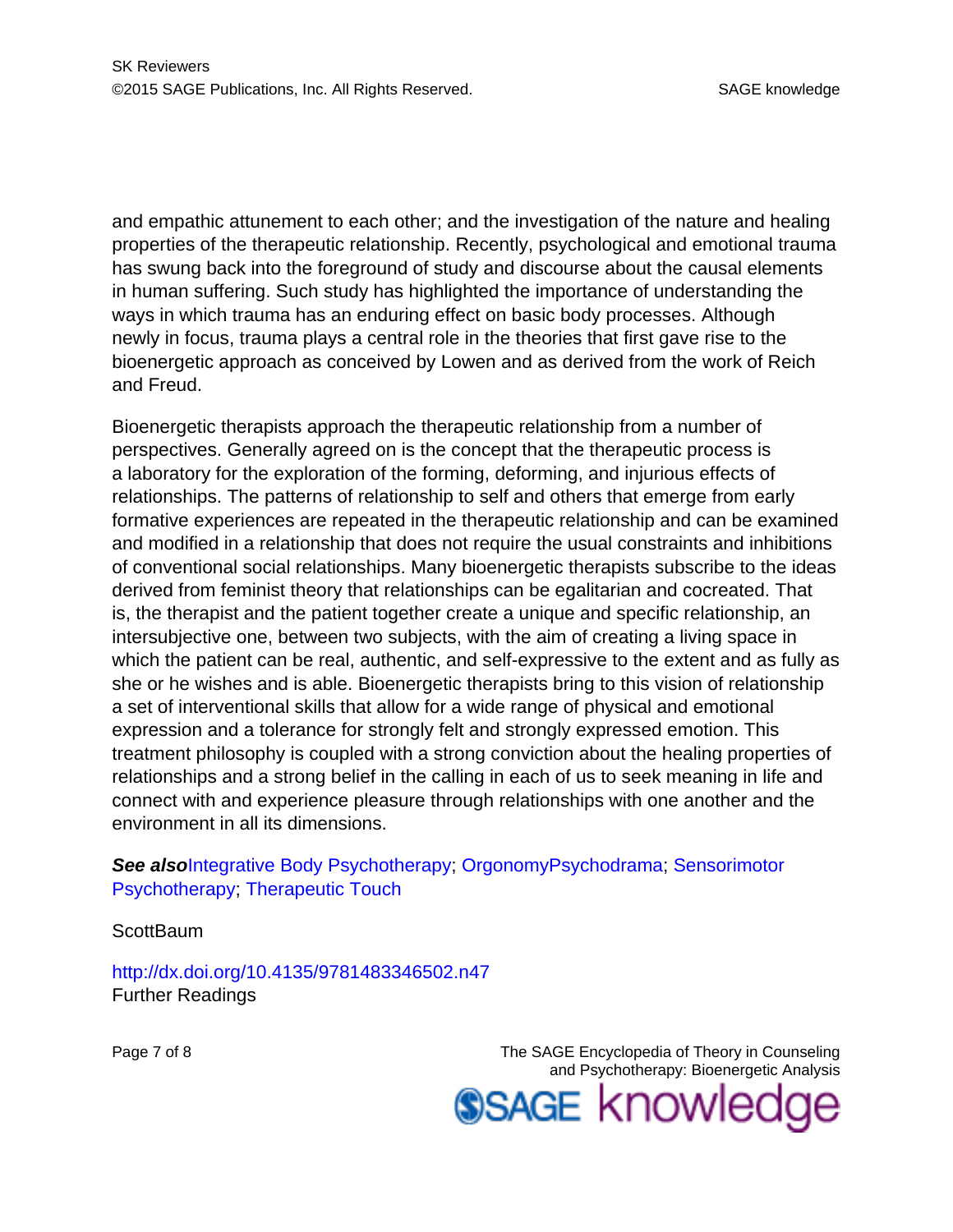and empathic attunement to each other; and the investigation of the nature and healing properties of the therapeutic relationship. Recently, psychological and emotional trauma has swung back into the foreground of study and discourse about the causal elements in human suffering. Such study has highlighted the importance of understanding the ways in which trauma has an enduring effect on basic body processes. Although newly in focus, trauma plays a central role in the theories that first gave rise to the bioenergetic approach as conceived by Lowen and as derived from the work of Reich and Freud.

Bioenergetic therapists approach the therapeutic relationship from a number of perspectives. Generally agreed on is the concept that the therapeutic process is a laboratory for the exploration of the forming, deforming, and injurious effects of relationships. The patterns of relationship to self and others that emerge from early formative experiences are repeated in the therapeutic relationship and can be examined and modified in a relationship that does not require the usual constraints and inhibitions of conventional social relationships. Many bioenergetic therapists subscribe to the ideas derived from feminist theory that relationships can be egalitarian and cocreated. That is, the therapist and the patient together create a unique and specific relationship, an intersubjective one, between two subjects, with the aim of creating a living space in which the patient can be real, authentic, and self-expressive to the extent and as fully as she or he wishes and is able. Bioenergetic therapists bring to this vision of relationship a set of interventional skills that allow for a wide range of physical and emotional expression and a tolerance for strongly felt and strongly expressed emotion. This treatment philosophy is coupled with a strong conviction about the healing properties of relationships and a strong belief in the calling in each of us to seek meaning in life and connect with and experience pleasure through relationships with one another and the environment in all its dimensions.

***See also***Integrative Body Psychotherapy; OrgonomyPsychodrama; Sensorimotor Psychotherapy; Therapeutic Touch

ScottBaum

http://dx.doi.org/10.4135/9781483346502.n47

Further Readings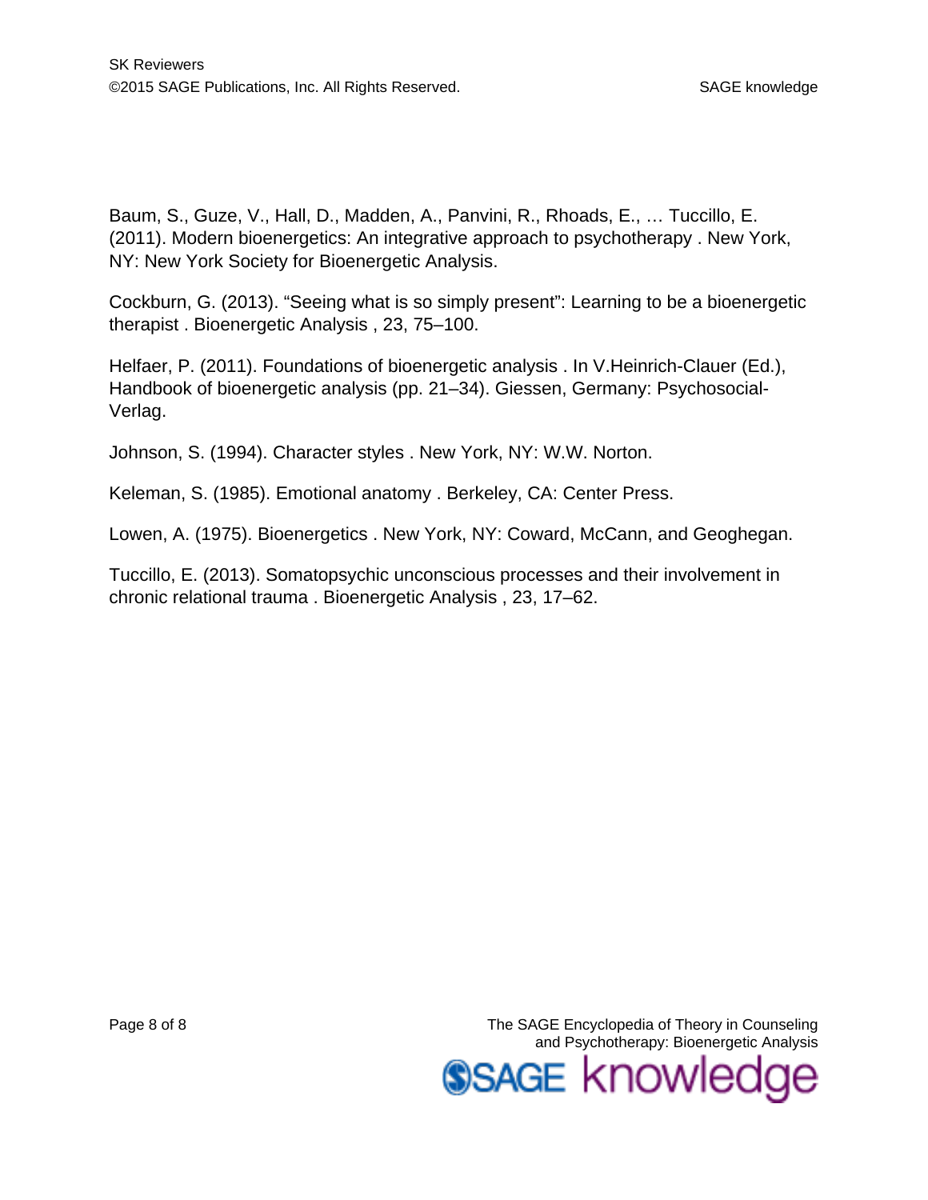Baum, S., Guze, V., Hall, D., Madden, A., Panvini, R., Rhoads, E., … Tuccillo, E. (2011). Modern bioenergetics: An integrative approach to psychotherapy . New York, NY: New York Society for Bioenergetic Analysis.

Cockburn, G. (2013). “Seeing what is so simply present”: Learning to be a bioenergetic therapist . Bioenergetic Analysis , 23, 75–100.

Helfaer, P. (2011). Foundations of bioenergetic analysis . In V.Heinrich-Clauer (Ed.), Handbook of bioenergetic analysis (pp. 21–34). Giessen, Germany: Psychosocial-Verlag.

Johnson, S. (1994). Character styles . New York, NY: W.W. Norton.

Keleman, S. (1985). Emotional anatomy . Berkeley, CA: Center Press.

Lowen, A. (1975). Bioenergetics . New York, NY: Coward, McCann, and Geoghegan.

Tuccillo, E. (2013). Somatopsychic unconscious processes and their involvement in chronic relational trauma . Bioenergetic Analysis , 23, 17–62.